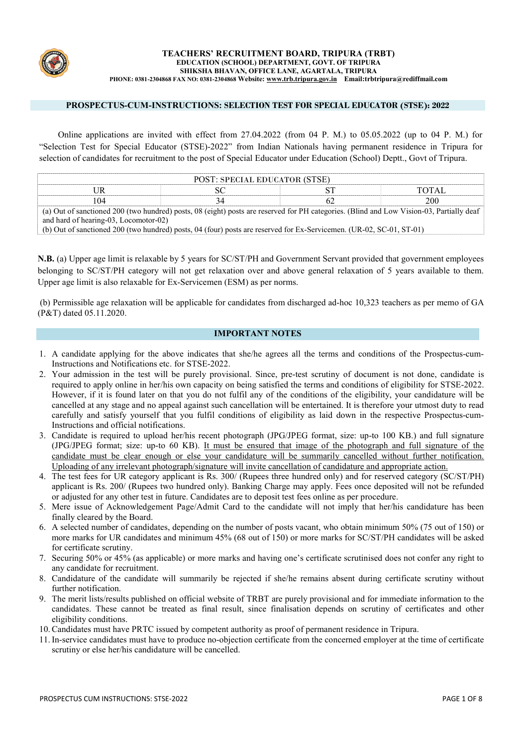**TEACHERS' RECRUITMENT BOARD, TRIPURA (TRBT)**
**EDUCATION (SCHOOL) DEPARTMENT, GOVT. OF TRIPURA**
**SHIKSHA BHAVAN, OFFICE LANE, AGARTALA, TRIPURA**
**PHONE: 0381-2304868 FAX NO: 0381-2304868 Website: www.trb.tripura.gov.in Email:trbtripura@rediffmail.com**

## PROSPECTUS-CUM-INSTRUCTIONS: SELECTION TEST FOR SPECIAL EDUCATOR (STSE): 2022

Online applications are invited with effect from 27.04.2022 (from 04 P. M.) to 05.05.2022 (up to 04 P. M.) for "Selection Test for Special Educator (STSE)-2022" from Indian Nationals having permanent residence in Tripura for selection of candidates for recruitment to the post of Special Educator under Education (School) Deptt., Govt of Tripura.

| POST: SPECIAL EDUCATOR (STSE) | | | |
|---|---|---|---|
| UR | SC | ST | TOTAL |
| 104 | 34 | 62 | 200 |
| (a) Out of sanctioned 200 (two hundred) posts, 08 (eight) posts are reserved for PH categories. (Blind and Low Vision-03, Partially deaf and hard of hearing-03, Locomotor-02) | | | |
| (b) Out of sanctioned 200 (two hundred) posts, 04 (four) posts are reserved for Ex-Servicemen. (UR-02, SC-01, ST-01) | | | |

**N.B.** (a) Upper age limit is relaxable by 5 years for SC/ST/PH and Government Servant provided that government employees belonging to SC/ST/PH category will not get relaxation over and above general relaxation of 5 years available to them. Upper age limit is also relaxable for Ex-Servicemen (ESM) as per norms.

(b) Permissible age relaxation will be applicable for candidates from discharged ad-hoc 10,323 teachers as per memo of GA (P&T) dated 05.11.2020.

## IMPORTANT NOTES

1. A candidate applying for the above indicates that she/he agrees all the terms and conditions of the Prospectus-cum-Instructions and Notifications etc. for STSE-2022.
2. Your admission in the test will be purely provisional. Since, pre-test scrutiny of document is not done, candidate is required to apply online in her/his own capacity on being satisfied the terms and conditions of eligibility for STSE-2022. However, if it is found later on that you do not fulfil any of the conditions of the eligibility, your candidature will be cancelled at any stage and no appeal against such cancellation will be entertained. It is therefore your utmost duty to read carefully and satisfy yourself that you fulfil conditions of eligibility as laid down in the respective Prospectus-cum-Instructions and official notifications.
3. Candidate is required to upload her/his recent photograph (JPG/JPEG format, size: up-to 100 KB.) and full signature (JPG/JPEG format; size: up-to 60 KB). It must be ensured that image of the photograph and full signature of the candidate must be clear enough or else your candidature will be summarily cancelled without further notification. Uploading of any irrelevant photograph/signature will invite cancellation of candidature and appropriate action.
4. The test fees for UR category applicant is Rs. 300/ (Rupees three hundred only) and for reserved category (SC/ST/PH) applicant is Rs. 200/ (Rupees two hundred only). Banking Charge may apply. Fees once deposited will not be refunded or adjusted for any other test in future. Candidates are to deposit test fees online as per procedure.
5. Mere issue of Acknowledgement Page/Admit Card to the candidate will not imply that her/his candidature has been finally cleared by the Board.
6. A selected number of candidates, depending on the number of posts vacant, who obtain minimum 50% (75 out of 150) or more marks for UR candidates and minimum 45% (68 out of 150) or more marks for SC/ST/PH candidates will be asked for certificate scrutiny.
7. Securing 50% or 45% (as applicable) or more marks and having one's certificate scrutinised does not confer any right to any candidate for recruitment.
8. Candidature of the candidate will summarily be rejected if she/he remains absent during certificate scrutiny without further notification.
9. The merit lists/results published on official website of TRBT are purely provisional and for immediate information to the candidates. These cannot be treated as final result, since finalisation depends on scrutiny of certificates and other eligibility conditions.
10. Candidates must have PRTC issued by competent authority as proof of permanent residence in Tripura.
11. In-service candidates must have to produce no-objection certificate from the concerned employer at the time of certificate scrutiny or else her/his candidature will be cancelled.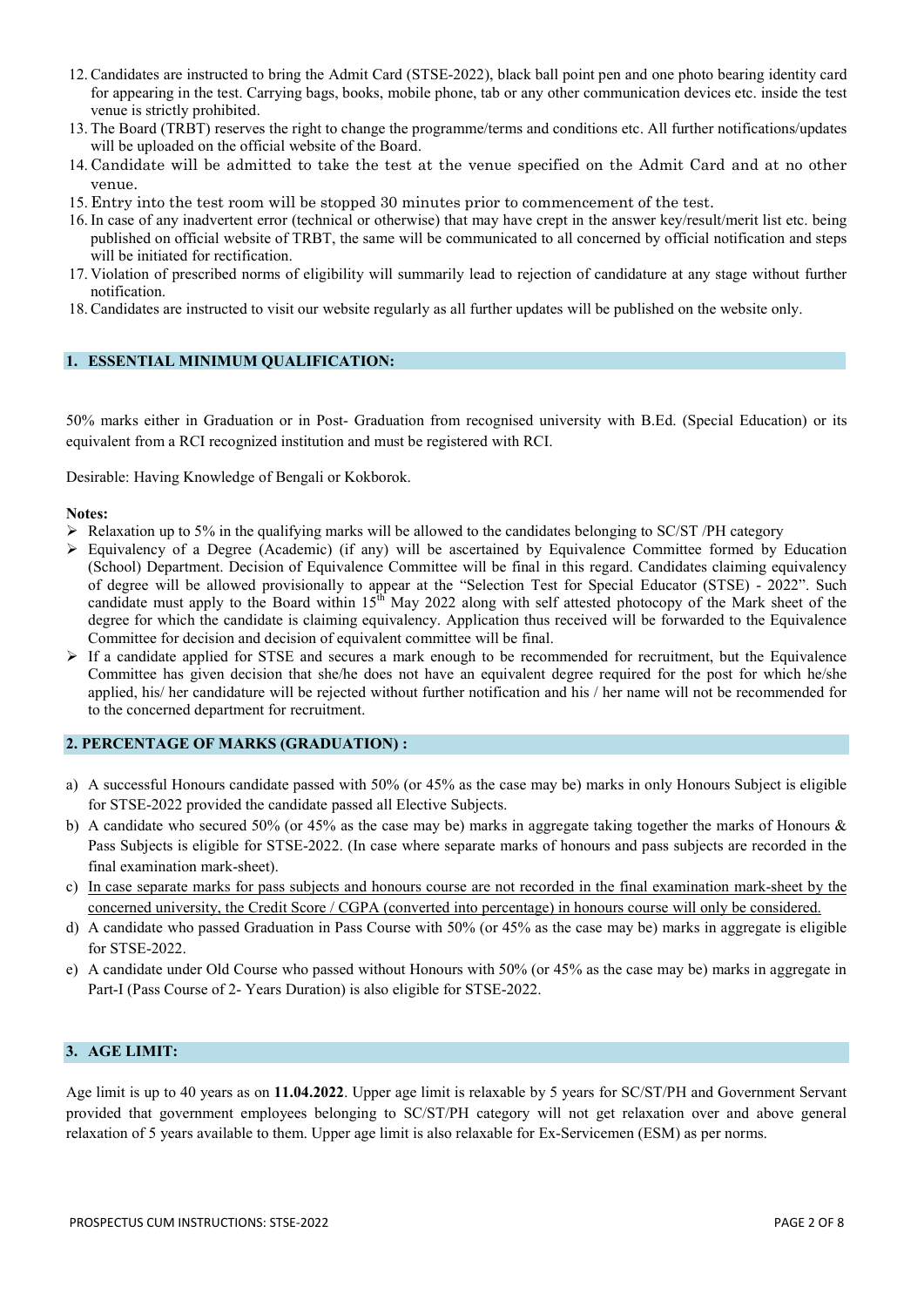12. Candidates are instructed to bring the Admit Card (STSE-2022), black ball point pen and one photo bearing identity card for appearing in the test. Carrying bags, books, mobile phone, tab or any other communication devices etc. inside the test venue is strictly prohibited.
13. The Board (TRBT) reserves the right to change the programme/terms and conditions etc. All further notifications/updates will be uploaded on the official website of the Board.
14. Candidate will be admitted to take the test at the venue specified on the Admit Card and at no other venue.
15. Entry into the test room will be stopped 30 minutes prior to commencement of the test.
16. In case of any inadvertent error (technical or otherwise) that may have crept in the answer key/result/merit list etc. being published on official website of TRBT, the same will be communicated to all concerned by official notification and steps will be initiated for rectification.
17. Violation of prescribed norms of eligibility will summarily lead to rejection of candidature at any stage without further notification.
18. Candidates are instructed to visit our website regularly as all further updates will be published on the website only.

## 1. ESSENTIAL MINIMUM QUALIFICATION:

50% marks either in Graduation or in Post- Graduation from recognised university with B.Ed. (Special Education) or its equivalent from a RCI recognized institution and must be registered with RCI.

Desirable: Having Knowledge of Bengali or Kokborok.

**Notes:**

- Relaxation up to 5% in the qualifying marks will be allowed to the candidates belonging to SC/ST /PH category
- Equivalency of a Degree (Academic) (if any) will be ascertained by Equivalence Committee formed by Education (School) Department. Decision of Equivalence Committee will be final in this regard. Candidates claiming equivalency of degree will be allowed provisionally to appear at the "Selection Test for Special Educator (STSE) - 2022". Such candidate must apply to the Board within 15th May 2022 along with self attested photocopy of the Mark sheet of the degree for which the candidate is claiming equivalency. Application thus received will be forwarded to the Equivalence Committee for decision and decision of equivalent committee will be final.
- If a candidate applied for STSE and secures a mark enough to be recommended for recruitment, but the Equivalence Committee has given decision that she/he does not have an equivalent degree required for the post for which he/she applied, his/ her candidature will be rejected without further notification and his / her name will not be recommended for to the concerned department for recruitment.

## 2. PERCENTAGE OF MARKS (GRADUATION) :

a) A successful Honours candidate passed with 50% (or 45% as the case may be) marks in only Honours Subject is eligible for STSE-2022 provided the candidate passed all Elective Subjects.

b) A candidate who secured 50% (or 45% as the case may be) marks in aggregate taking together the marks of Honours & Pass Subjects is eligible for STSE-2022. (In case where separate marks of honours and pass subjects are recorded in the final examination mark-sheet).

c) <u>In case separate marks for pass subjects and honours course are not recorded in the final examination mark-sheet by the concerned university, the Credit Score / CGPA (converted into percentage) in honours course will only be considered.</u>

d) A candidate who passed Graduation in Pass Course with 50% (or 45% as the case may be) marks in aggregate is eligible for STSE-2022.

e) A candidate under Old Course who passed without Honours with 50% (or 45% as the case may be) marks in aggregate in Part-I (Pass Course of 2- Years Duration) is also eligible for STSE-2022.

## 3. AGE LIMIT:

Age limit is up to 40 years as on **11.04.2022**. Upper age limit is relaxable by 5 years for SC/ST/PH and Government Servant provided that government employees belonging to SC/ST/PH category will not get relaxation over and above general relaxation of 5 years available to them. Upper age limit is also relaxable for Ex-Servicemen (ESM) as per norms.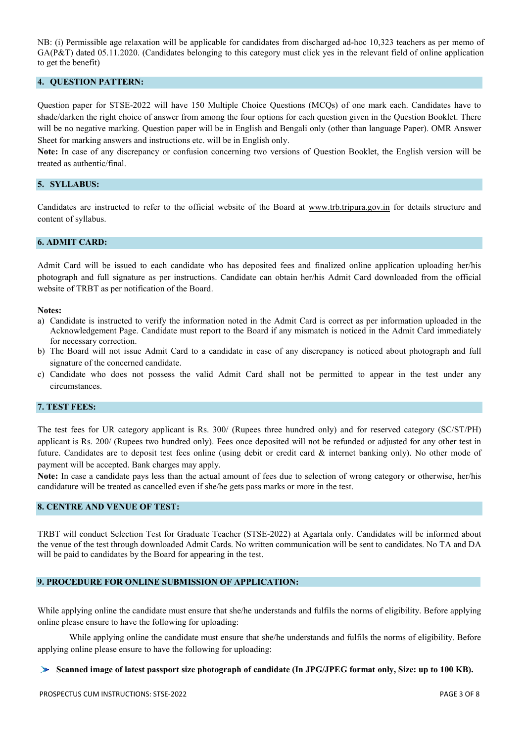NB: (i) Permissible age relaxation will be applicable for candidates from discharged ad-hoc 10,323 teachers as per memo of GA(P&T) dated 05.11.2020. (Candidates belonging to this category must click yes in the relevant field of online application to get the benefit)

## 4. QUESTION PATTERN:

Question paper for STSE-2022 will have 150 Multiple Choice Questions (MCQs) of one mark each. Candidates have to shade/darken the right choice of answer from among the four options for each question given in the Question Booklet. There will be no negative marking. Question paper will be in English and Bengali only (other than language Paper). OMR Answer Sheet for marking answers and instructions etc. will be in English only.

**Note:** In case of any discrepancy or confusion concerning two versions of Question Booklet, the English version will be treated as authentic/final.

## 5. SYLLABUS:

Candidates are instructed to refer to the official website of the Board at www.trb.tripura.gov.in for details structure and content of syllabus.

## 6. ADMIT CARD:

Admit Card will be issued to each candidate who has deposited fees and finalized online application uploading her/his photograph and full signature as per instructions. Candidate can obtain her/his Admit Card downloaded from the official website of TRBT as per notification of the Board.

**Notes:**

a) Candidate is instructed to verify the information noted in the Admit Card is correct as per information uploaded in the Acknowledgement Page. Candidate must report to the Board if any mismatch is noticed in the Admit Card immediately for necessary correction.
b) The Board will not issue Admit Card to a candidate in case of any discrepancy is noticed about photograph and full signature of the concerned candidate.
c) Candidate who does not possess the valid Admit Card shall not be permitted to appear in the test under any circumstances.

## 7. TEST FEES:

The test fees for UR category applicant is Rs. 300/ (Rupees three hundred only) and for reserved category (SC/ST/PH) applicant is Rs. 200/ (Rupees two hundred only). Fees once deposited will not be refunded or adjusted for any other test in future. Candidates are to deposit test fees online (using debit or credit card & internet banking only). No other mode of payment will be accepted. Bank charges may apply.

**Note:** In case a candidate pays less than the actual amount of fees due to selection of wrong category or otherwise, her/his candidature will be treated as cancelled even if she/he gets pass marks or more in the test.

## 8. CENTRE AND VENUE OF TEST:

TRBT will conduct Selection Test for Graduate Teacher (STSE-2022) at Agartala only. Candidates will be informed about the venue of the test through downloaded Admit Cards. No written communication will be sent to candidates. No TA and DA will be paid to candidates by the Board for appearing in the test.

## 9. PROCEDURE FOR ONLINE SUBMISSION OF APPLICATION:

While applying online the candidate must ensure that she/he understands and fulfils the norms of eligibility. Before applying online please ensure to have the following for uploading:

While applying online the candidate must ensure that she/he understands and fulfils the norms of eligibility. Before applying online please ensure to have the following for uploading:

- **Scanned image of latest passport size photograph of candidate (In JPG/JPEG format only, Size: up to 100 KB).**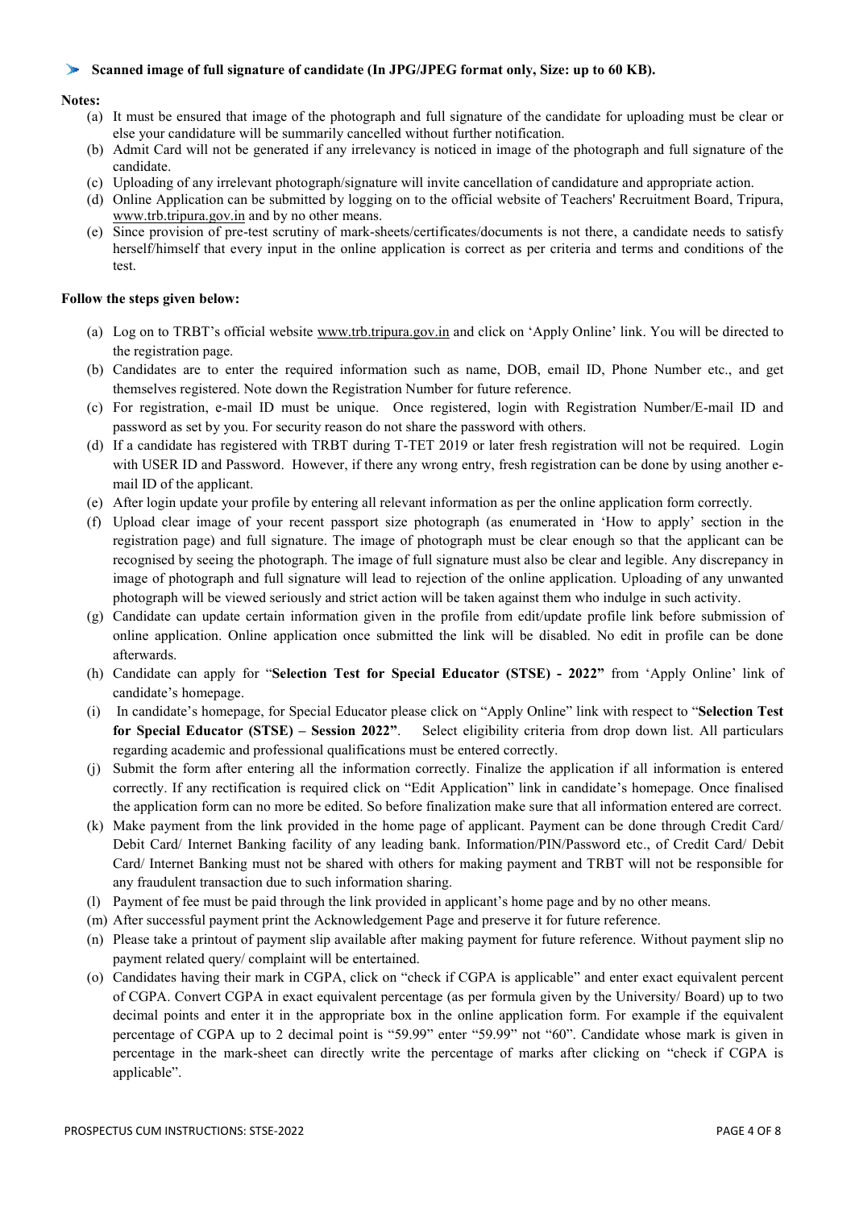- **Scanned image of full signature of candidate (In JPG/JPEG format only, Size: up to 60 KB).**

**Notes:**

(a) It must be ensured that image of the photograph and full signature of the candidate for uploading must be clear or else your candidature will be summarily cancelled without further notification.

(b) Admit Card will not be generated if any irrelevancy is noticed in image of the photograph and full signature of the candidate.

(c) Uploading of any irrelevant photograph/signature will invite cancellation of candidature and appropriate action.

(d) Online Application can be submitted by logging on to the official website of Teachers' Recruitment Board, Tripura, www.trb.tripura.gov.in and by no other means.

(e) Since provision of pre-test scrutiny of mark-sheets/certificates/documents is not there, a candidate needs to satisfy herself/himself that every input in the online application is correct as per criteria and terms and conditions of the test.

**Follow the steps given below:**

(a) Log on to TRBT's official website www.trb.tripura.gov.in and click on 'Apply Online' link. You will be directed to the registration page.

(b) Candidates are to enter the required information such as name, DOB, email ID, Phone Number etc., and get themselves registered. Note down the Registration Number for future reference.

(c) For registration, e-mail ID must be unique. Once registered, login with Registration Number/E-mail ID and password as set by you. For security reason do not share the password with others.

(d) If a candidate has registered with TRBT during T-TET 2019 or later fresh registration will not be required. Login with USER ID and Password. However, if there any wrong entry, fresh registration can be done by using another e-mail ID of the applicant.

(e) After login update your profile by entering all relevant information as per the online application form correctly.

(f) Upload clear image of your recent passport size photograph (as enumerated in 'How to apply' section in the registration page) and full signature. The image of photograph must be clear enough so that the applicant can be recognised by seeing the photograph. The image of full signature must also be clear and legible. Any discrepancy in image of photograph and full signature will lead to rejection of the online application. Uploading of any unwanted photograph will be viewed seriously and strict action will be taken against them who indulge in such activity.

(g) Candidate can update certain information given in the profile from edit/update profile link before submission of online application. Online application once submitted the link will be disabled. No edit in profile can be done afterwards.

(h) Candidate can apply for "**Selection Test for Special Educator (STSE) - 2022"** from 'Apply Online' link of candidate's homepage.

(i) In candidate's homepage, for Special Educator please click on "Apply Online" link with respect to "**Selection Test for Special Educator (STSE) – Session 2022"**. Select eligibility criteria from drop down list. All particulars regarding academic and professional qualifications must be entered correctly.

(j) Submit the form after entering all the information correctly. Finalize the application if all information is entered correctly. If any rectification is required click on "Edit Application" link in candidate's homepage. Once finalised the application form can no more be edited. So before finalization make sure that all information entered are correct.

(k) Make payment from the link provided in the home page of applicant. Payment can be done through Credit Card/ Debit Card/ Internet Banking facility of any leading bank. Information/PIN/Password etc., of Credit Card/ Debit Card/ Internet Banking must not be shared with others for making payment and TRBT will not be responsible for any fraudulent transaction due to such information sharing.

(l) Payment of fee must be paid through the link provided in applicant's home page and by no other means.

(m) After successful payment print the Acknowledgement Page and preserve it for future reference.

(n) Please take a printout of payment slip available after making payment for future reference. Without payment slip no payment related query/ complaint will be entertained.

(o) Candidates having their mark in CGPA, click on "check if CGPA is applicable" and enter exact equivalent percent of CGPA. Convert CGPA in exact equivalent percentage (as per formula given by the University/ Board) up to two decimal points and enter it in the appropriate box in the online application form. For example if the equivalent percentage of CGPA up to 2 decimal point is "59.99" enter "59.99" not "60". Candidate whose mark is given in percentage in the mark-sheet can directly write the percentage of marks after clicking on "check if CGPA is applicable".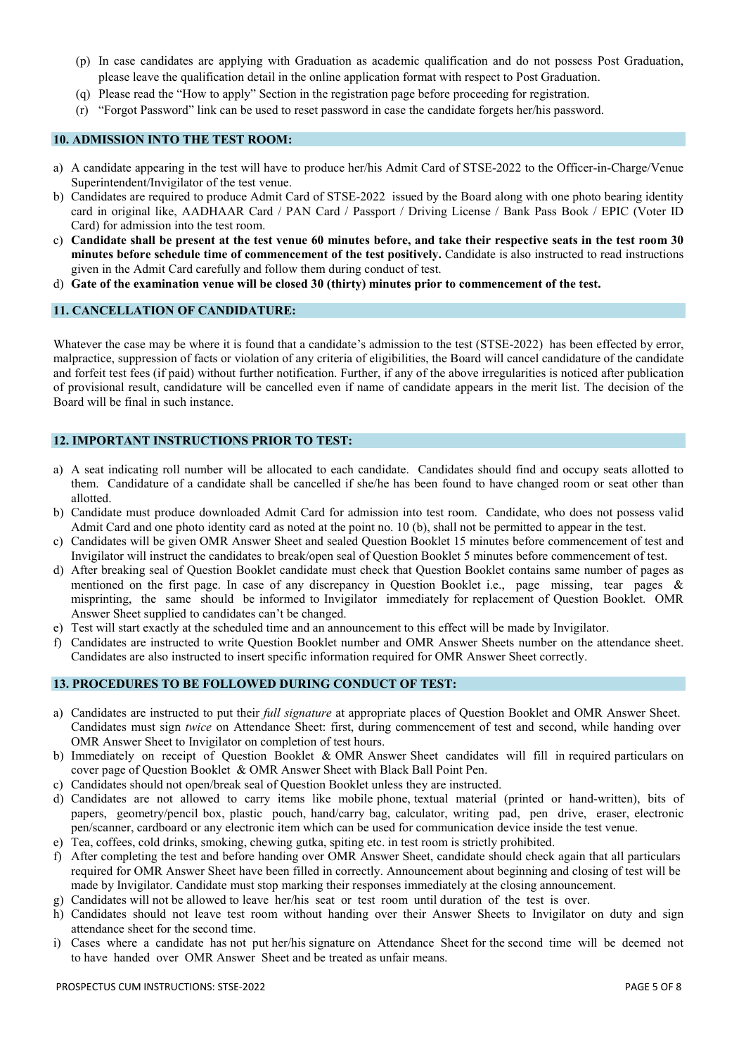(p) In case candidates are applying with Graduation as academic qualification and do not possess Post Graduation, please leave the qualification detail in the online application format with respect to Post Graduation.
(q) Please read the "How to apply" Section in the registration page before proceeding for registration.
(r) "Forgot Password" link can be used to reset password in case the candidate forgets her/his password.

## 10. ADMISSION INTO THE TEST ROOM:

a) A candidate appearing in the test will have to produce her/his Admit Card of STSE-2022 to the Officer-in-Charge/Venue Superintendent/Invigilator of the test venue.
b) Candidates are required to produce Admit Card of STSE-2022 issued by the Board along with one photo bearing identity card in original like, AADHAAR Card / PAN Card / Passport / Driving License / Bank Pass Book / EPIC (Voter ID Card) for admission into the test room.
c) **Candidate shall be present at the test venue 60 minutes before, and take their respective seats in the test room 30 minutes before schedule time of commencement of the test positively.** Candidate is also instructed to read instructions given in the Admit Card carefully and follow them during conduct of test.
d) **Gate of the examination venue will be closed 30 (thirty) minutes prior to commencement of the test.**

## 11. CANCELLATION OF CANDIDATURE:

Whatever the case may be where it is found that a candidate's admission to the test (STSE-2022) has been effected by error, malpractice, suppression of facts or violation of any criteria of eligibilities, the Board will cancel candidature of the candidate and forfeit test fees (if paid) without further notification. Further, if any of the above irregularities is noticed after publication of provisional result, candidature will be cancelled even if name of candidate appears in the merit list. The decision of the Board will be final in such instance.

## 12. IMPORTANT INSTRUCTIONS PRIOR TO TEST:

a) A seat indicating roll number will be allocated to each candidate. Candidates should find and occupy seats allotted to them. Candidature of a candidate shall be cancelled if she/he has been found to have changed room or seat other than allotted.
b) Candidate must produce downloaded Admit Card for admission into test room. Candidate, who does not possess valid Admit Card and one photo identity card as noted at the point no. 10 (b), shall not be permitted to appear in the test.
c) Candidates will be given OMR Answer Sheet and sealed Question Booklet 15 minutes before commencement of test and Invigilator will instruct the candidates to break/open seal of Question Booklet 5 minutes before commencement of test.
d) After breaking seal of Question Booklet candidate must check that Question Booklet contains same number of pages as mentioned on the first page. In case of any discrepancy in Question Booklet i.e., page missing, tear pages & misprinting, the same should be informed to Invigilator immediately for replacement of Question Booklet. OMR Answer Sheet supplied to candidates can't be changed.
e) Test will start exactly at the scheduled time and an announcement to this effect will be made by Invigilator.
f) Candidates are instructed to write Question Booklet number and OMR Answer Sheets number on the attendance sheet. Candidates are also instructed to insert specific information required for OMR Answer Sheet correctly.

## 13. PROCEDURES TO BE FOLLOWED DURING CONDUCT OF TEST:

a) Candidates are instructed to put their *full signature* at appropriate places of Question Booklet and OMR Answer Sheet. Candidates must sign *twice* on Attendance Sheet: first, during commencement of test and second, while handing over OMR Answer Sheet to Invigilator on completion of test hours.
b) Immediately on receipt of Question Booklet & OMR Answer Sheet candidates will fill in required particulars on cover page of Question Booklet & OMR Answer Sheet with Black Ball Point Pen.
c) Candidates should not open/break seal of Question Booklet unless they are instructed.
d) Candidates are not allowed to carry items like mobile phone, textual material (printed or hand-written), bits of papers, geometry/pencil box, plastic pouch, hand/carry bag, calculator, writing pad, pen drive, eraser, electronic pen/scanner, cardboard or any electronic item which can be used for communication device inside the test venue.
e) Tea, coffees, cold drinks, smoking, chewing gutka, spiting etc. in test room is strictly prohibited.
f) After completing the test and before handing over OMR Answer Sheet, candidate should check again that all particulars required for OMR Answer Sheet have been filled in correctly. Announcement about beginning and closing of test will be made by Invigilator. Candidate must stop marking their responses immediately at the closing announcement.
g) Candidates will not be allowed to leave her/his seat or test room until duration of the test is over.
h) Candidates should not leave test room without handing over their Answer Sheets to Invigilator on duty and sign attendance sheet for the second time.
i) Cases where a candidate has not put her/his signature on Attendance Sheet for the second time will be deemed not to have handed over OMR Answer Sheet and be treated as unfair means.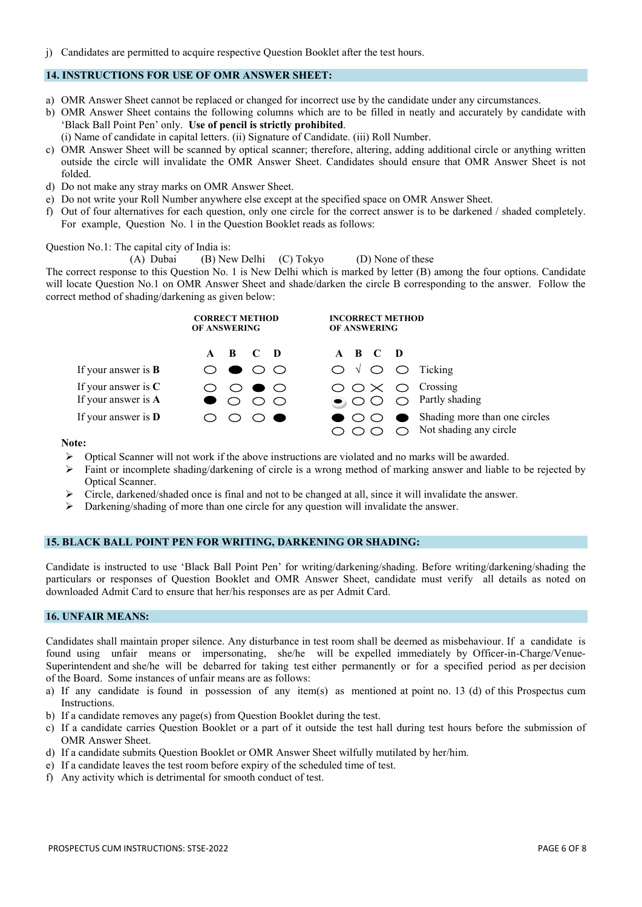j) Candidates are permitted to acquire respective Question Booklet after the test hours.

## 14. INSTRUCTIONS FOR USE OF OMR ANSWER SHEET:

a) OMR Answer Sheet cannot be replaced or changed for incorrect use by the candidate under any circumstances.
b) OMR Answer Sheet contains the following columns which are to be filled in neatly and accurately by candidate with 'Black Ball Point Pen' only. **Use of pencil is strictly prohibited**.
   (i) Name of candidate in capital letters. (ii) Signature of Candidate. (iii) Roll Number.
c) OMR Answer Sheet will be scanned by optical scanner; therefore, altering, adding additional circle or anything written outside the circle will invalidate the OMR Answer Sheet. Candidates should ensure that OMR Answer Sheet is not folded.
d) Do not make any stray marks on OMR Answer Sheet.
e) Do not write your Roll Number anywhere else except at the specified space on OMR Answer Sheet.
f) Out of four alternatives for each question, only one circle for the correct answer is to be darkened / shaded completely. For example, Question No. 1 in the Question Booklet reads as follows:

Question No.1: The capital city of India is:
(A) Dubai (B) New Delhi (C) Tokyo (D) None of these

The correct response to this Question No. 1 is New Delhi which is marked by letter (B) among the four options. Candidate will locate Question No.1 on OMR Answer Sheet and shade/darken the circle B corresponding to the answer. Follow the correct method of shading/darkening as given below:

| | **CORRECT METHOD OF ANSWERING** A B C D | **INCORRECT METHOD OF ANSWERING** A B C D | |
|---|---|---|---|
| If your answer is **B** | ○ ● ○ ○ | ○ √ ○ ○ | Ticking |
| If your answer is **C** | ○ ○ ● ○ | ○ ○ × ○ | Crossing |
| If your answer is **A** | ● ○ ○ ○ | ◐ ○ ○ ○ | Partly shading |
| If your answer is **D** | ○ ○ ○ ● | ● ○ ○ ● | Shading more than one circles |
| | | ○ ○ ○ ○ | Not shading any circle |

**Note:**

- Optical Scanner will not work if the above instructions are violated and no marks will be awarded.
- Faint or incomplete shading/darkening of circle is a wrong method of marking answer and liable to be rejected by Optical Scanner.
- Circle, darkened/shaded once is final and not to be changed at all, since it will invalidate the answer.
- Darkening/shading of more than one circle for any question will invalidate the answer.

## 15. BLACK BALL POINT PEN FOR WRITING, DARKENING OR SHADING:

Candidate is instructed to use 'Black Ball Point Pen' for writing/darkening/shading. Before writing/darkening/shading the particulars or responses of Question Booklet and OMR Answer Sheet, candidate must verify all details as noted on downloaded Admit Card to ensure that her/his responses are as per Admit Card.

## 16. UNFAIR MEANS:

Candidates shall maintain proper silence. Any disturbance in test room shall be deemed as misbehaviour. If a candidate is found using unfair means or impersonating, she/he will be expelled immediately by Officer-in-Charge/Venue-Superintendent and she/he will be debarred for taking test either permanently or for a specified period as per decision of the Board. Some instances of unfair means are as follows:

a) If any candidate is found in possession of any item(s) as mentioned at point no. 13 (d) of this Prospectus cum Instructions.
b) If a candidate removes any page(s) from Question Booklet during the test.
c) If a candidate carries Question Booklet or a part of it outside the test hall during test hours before the submission of OMR Answer Sheet.
d) If a candidate submits Question Booklet or OMR Answer Sheet wilfully mutilated by her/him.
e) If a candidate leaves the test room before expiry of the scheduled time of test.
f) Any activity which is detrimental for smooth conduct of test.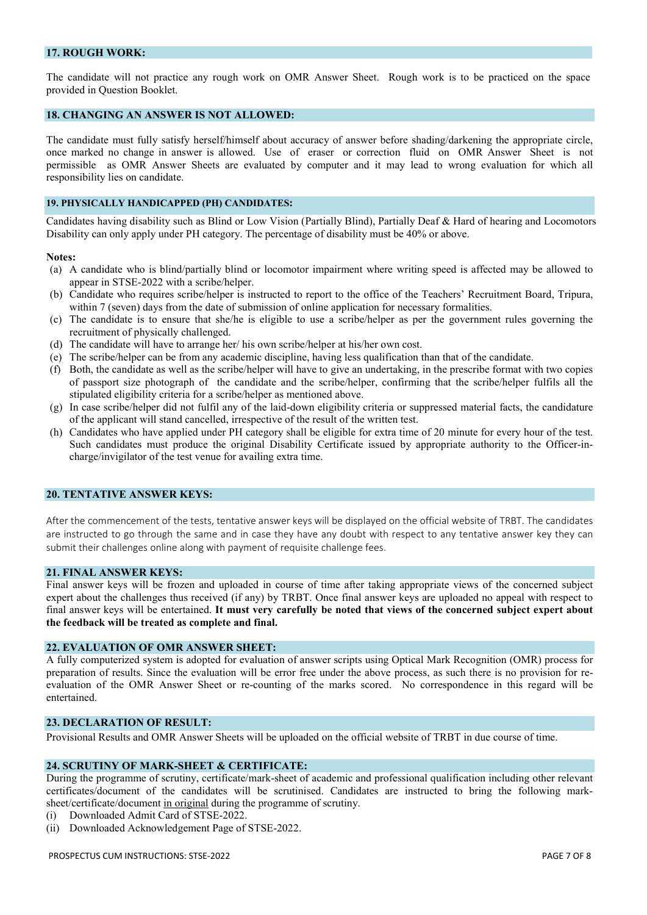## 17. ROUGH WORK:

The candidate will not practice any rough work on OMR Answer Sheet. Rough work is to be practiced on the space provided in Question Booklet.

## 18. CHANGING AN ANSWER IS NOT ALLOWED:

The candidate must fully satisfy herself/himself about accuracy of answer before shading/darkening the appropriate circle, once marked no change in answer is allowed. Use of eraser or correction fluid on OMR Answer Sheet is not permissible as OMR Answer Sheets are evaluated by computer and it may lead to wrong evaluation for which all responsibility lies on candidate.

## 19. PHYSICALLY HANDICAPPED (PH) CANDIDATES:

Candidates having disability such as Blind or Low Vision (Partially Blind), Partially Deaf & Hard of hearing and Locomotors Disability can only apply under PH category. The percentage of disability must be 40% or above.

**Notes:**

(a) A candidate who is blind/partially blind or locomotor impairment where writing speed is affected may be allowed to appear in STSE-2022 with a scribe/helper.

(b) Candidate who requires scribe/helper is instructed to report to the office of the Teachers' Recruitment Board, Tripura, within 7 (seven) days from the date of submission of online application for necessary formalities.

(c) The candidate is to ensure that she/he is eligible to use a scribe/helper as per the government rules governing the recruitment of physically challenged.

(d) The candidate will have to arrange her/ his own scribe/helper at his/her own cost.

(e) The scribe/helper can be from any academic discipline, having less qualification than that of the candidate.

(f) Both, the candidate as well as the scribe/helper will have to give an undertaking, in the prescribe format with two copies of passport size photograph of the candidate and the scribe/helper, confirming that the scribe/helper fulfils all the stipulated eligibility criteria for a scribe/helper as mentioned above.

(g) In case scribe/helper did not fulfil any of the laid-down eligibility criteria or suppressed material facts, the candidature of the applicant will stand cancelled, irrespective of the result of the written test.

(h) Candidates who have applied under PH category shall be eligible for extra time of 20 minute for every hour of the test. Such candidates must produce the original Disability Certificate issued by appropriate authority to the Officer-in-charge/invigilator of the test venue for availing extra time.

## 20. TENTATIVE ANSWER KEYS:

After the commencement of the tests, tentative answer keys will be displayed on the official website of TRBT. The candidates are instructed to go through the same and in case they have any doubt with respect to any tentative answer key they can submit their challenges online along with payment of requisite challenge fees.

## 21. FINAL ANSWER KEYS:

Final answer keys will be frozen and uploaded in course of time after taking appropriate views of the concerned subject expert about the challenges thus received (if any) by TRBT. Once final answer keys are uploaded no appeal with respect to final answer keys will be entertained. **It must very carefully be noted that views of the concerned subject expert about the feedback will be treated as complete and final.**

## 22. EVALUATION OF OMR ANSWER SHEET:

A fully computerized system is adopted for evaluation of answer scripts using Optical Mark Recognition (OMR) process for preparation of results. Since the evaluation will be error free under the above process, as such there is no provision for re-evaluation of the OMR Answer Sheet or re-counting of the marks scored. No correspondence in this regard will be entertained.

## 23. DECLARATION OF RESULT:

Provisional Results and OMR Answer Sheets will be uploaded on the official website of TRBT in due course of time.

## 24. SCRUTINY OF MARK-SHEET & CERTIFICATE:

During the programme of scrutiny, certificate/mark-sheet of academic and professional qualification including other relevant certificates/document of the candidates will be scrutinised. Candidates are instructed to bring the following mark-sheet/certificate/document in original during the programme of scrutiny.

(i) Downloaded Admit Card of STSE-2022.

(ii) Downloaded Acknowledgement Page of STSE-2022.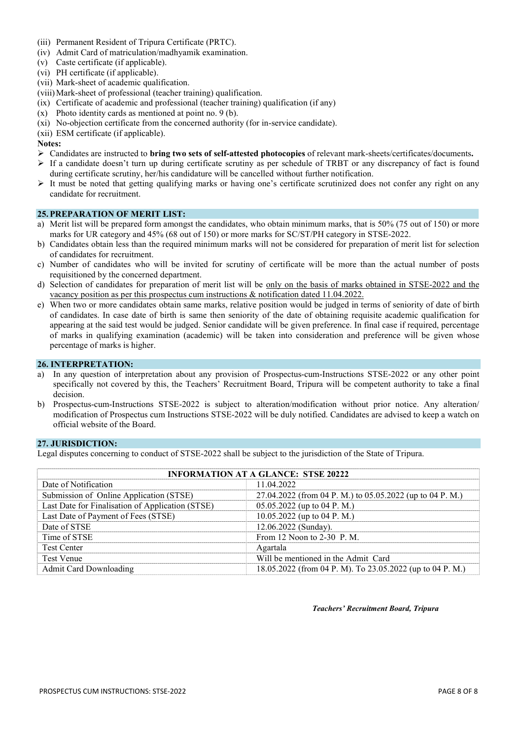(iii) Permanent Resident of Tripura Certificate (PRTC).
(iv) Admit Card of matriculation/madhyamik examination.
(v) Caste certificate (if applicable).
(vi) PH certificate (if applicable).
(vii) Mark-sheet of academic qualification.
(viii) Mark-sheet of professional (teacher training) qualification.
(ix) Certificate of academic and professional (teacher training) qualification (if any)
(x) Photo identity cards as mentioned at point no. 9 (b).
(xi) No-objection certificate from the concerned authority (for in-service candidate).
(xii) ESM certificate (if applicable).

**Notes:**

- Candidates are instructed to **bring two sets of self-attested photocopies** of relevant mark-sheets/certificates/documents**.**
- If a candidate doesn't turn up during certificate scrutiny as per schedule of TRBT or any discrepancy of fact is found during certificate scrutiny, her/his candidature will be cancelled without further notification.
- It must be noted that getting qualifying marks or having one's certificate scrutinized does not confer any right on any candidate for recruitment.

## 25. PREPARATION OF MERIT LIST:

a) Merit list will be prepared form amongst the candidates, who obtain minimum marks, that is 50% (75 out of 150) or more marks for UR category and 45% (68 out of 150) or more marks for SC/ST/PH category in STSE-2022.
b) Candidates obtain less than the required minimum marks will not be considered for preparation of merit list for selection of candidates for recruitment.
c) Number of candidates who will be invited for scrutiny of certificate will be more than the actual number of posts requisitioned by the concerned department.
d) Selection of candidates for preparation of merit list will be only on the basis of marks obtained in STSE-2022 and the vacancy position as per this prospectus cum instructions & notification dated 11.04.2022.
e) When two or more candidates obtain same marks, relative position would be judged in terms of seniority of date of birth of candidates. In case date of birth is same then seniority of the date of obtaining requisite academic qualification for appearing at the said test would be judged. Senior candidate will be given preference. In final case if required, percentage of marks in qualifying examination (academic) will be taken into consideration and preference will be given whose percentage of marks is higher.

## 26. INTERPRETATION:

a) In any question of interpretation about any provision of Prospectus-cum-Instructions STSE-2022 or any other point specifically not covered by this, the Teachers' Recruitment Board, Tripura will be competent authority to take a final decision.
b) Prospectus-cum-Instructions STSE-2022 is subject to alteration/modification without prior notice. Any alteration/ modification of Prospectus cum Instructions STSE-2022 will be duly notified. Candidates are advised to keep a watch on official website of the Board.

## 27. JURISDICTION:

Legal disputes concerning to conduct of STSE-2022 shall be subject to the jurisdiction of the State of Tripura.

| INFORMATION AT A GLANCE: STSE 20222 | |
|---|---|
| Date of Notification | 11.04.2022 |
| Submission of Online Application (STSE) | 27.04.2022 (from 04 P. M.) to 05.05.2022 (up to 04 P. M.) |
| Last Date for Finalisation of Application (STSE) | 05.05.2022 (up to 04 P. M.) |
| Last Date of Payment of Fees (STSE) | 10.05.2022 (up to 04 P. M.) |
| Date of STSE | 12.06.2022 (Sunday). |
| Time of STSE | From 12 Noon to 2-30 P. M. |
| Test Center | Agartala |
| Test Venue | Will be mentioned in the Admit Card |
| Admit Card Downloading | 18.05.2022 (from 04 P. M). To 23.05.2022 (up to 04 P. M.) |

*Teachers' Recruitment Board, Tripura*